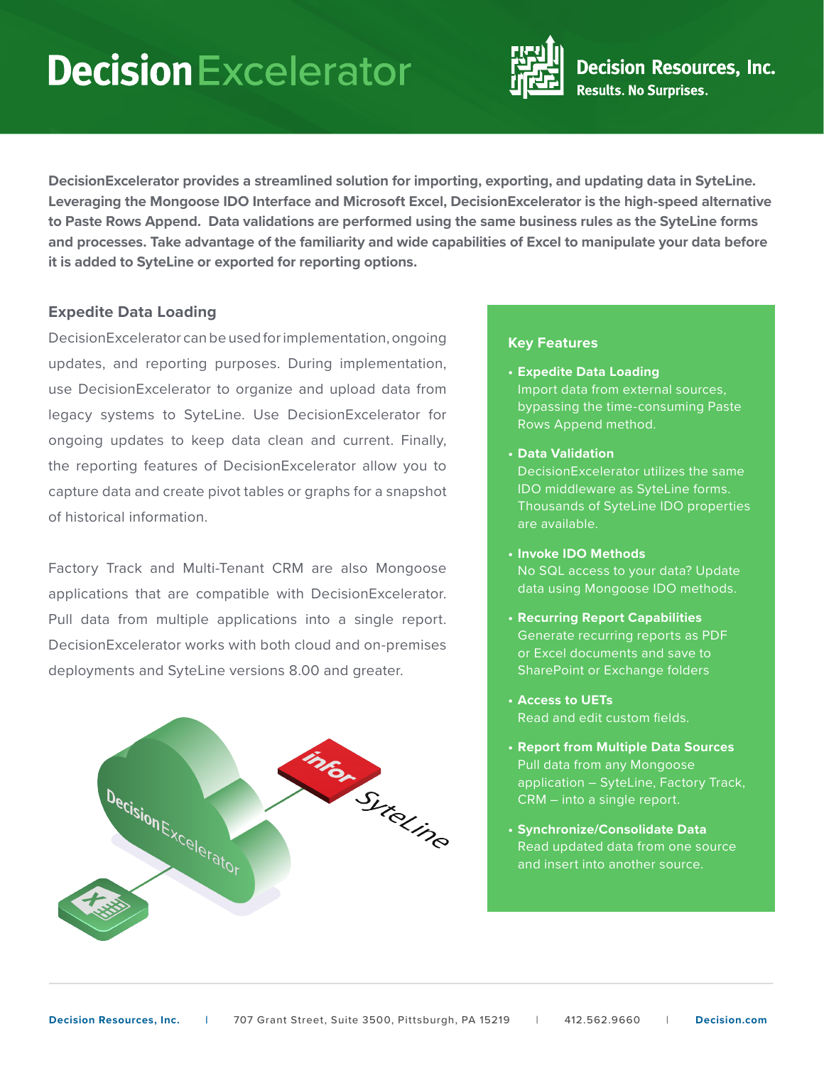# DecisionExcelerator

**Decision Resources, Inc.**
**Results. No Surprises.**

**DecisionExcelerator provides a streamlined solution for importing, exporting, and updating data in SyteLine. Leveraging the Mongoose IDO Interface and Microsoft Excel, DecisionExcelerator is the high-speed alternative to Paste Rows Append. Data validations are performed using the same business rules as the SyteLine forms and processes. Take advantage of the familiarity and wide capabilities of Excel to manipulate your data before it is added to SyteLine or exported for reporting options.**

## Expedite Data Loading

DecisionExcelerator can be used for implementation, ongoing updates, and reporting purposes. During implementation, use DecisionExcelerator to organize and upload data from legacy systems to SyteLine. Use DecisionExcelerator for ongoing updates to keep data clean and current. Finally, the reporting features of DecisionExcelerator allow you to capture data and create pivot tables or graphs for a snapshot of historical information.

Factory Track and Multi-Tenant CRM are also Mongoose applications that are compatible with DecisionExcelerator. Pull data from multiple applications into a single report. DecisionExcelerator works with both cloud and on-premises deployments and SyteLine versions 8.00 and greater.

## Key Features

- **Expedite Data Loading**
  Import data from external sources, bypassing the time-consuming Paste Rows Append method.
- **Data Validation**
  DecisionExcelerator utilizes the same IDO middleware as SyteLine forms. Thousands of SyteLine IDO properties are available.
- **Invoke IDO Methods**
  No SQL access to your data? Update data using Mongoose IDO methods.
- **Recurring Report Capabilities**
  Generate recurring reports as PDF or Excel documents and save to SharePoint or Exchange folders
- **Access to UETs**
  Read and edit custom fields.
- **Report from Multiple Data Sources**
  Pull data from any Mongoose application – SyteLine, Factory Track, CRM – into a single report.
- **Synchronize/Consolidate Data**
  Read updated data from one source and insert into another source.

**Decision Resources, Inc.** | 707 Grant Street, Suite 3500, Pittsburgh, PA 15219 | 412.562.9660 | **Decision.com**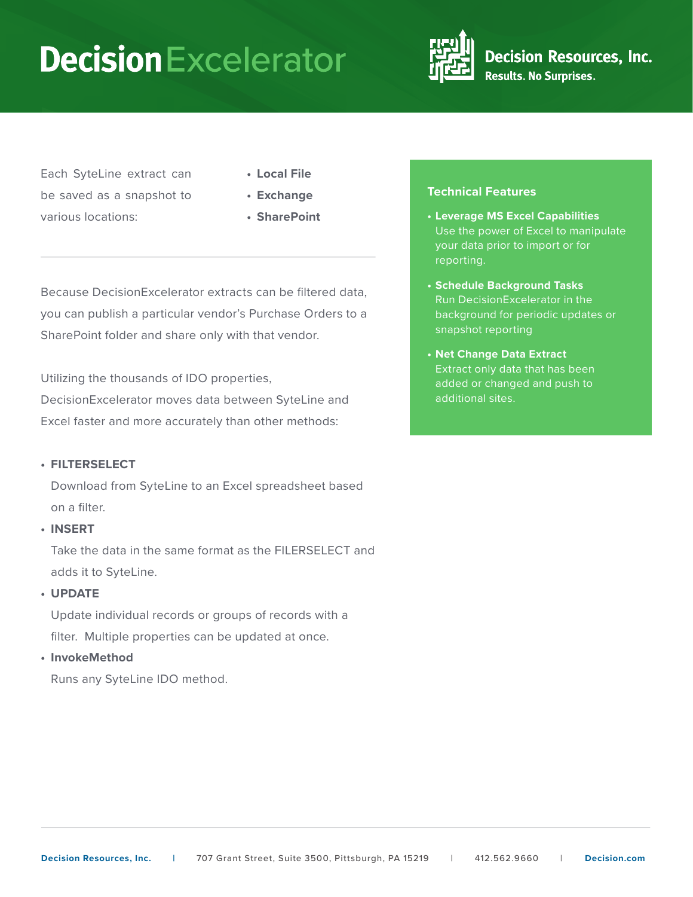# DecisionExcelerator

Decision Resources, Inc.
Results. No Surprises.

Each SyteLine extract can be saved as a snapshot to various locations:

- **Local File**
- **Exchange**
- **SharePoint**

---

Because DecisionExcelerator extracts can be filtered data, you can publish a particular vendor's Purchase Orders to a SharePoint folder and share only with that vendor.

Utilizing the thousands of IDO properties, DecisionExcelerator moves data between SyteLine and Excel faster and more accurately than other methods:

- **FILTERSELECT**
  Download from SyteLine to an Excel spreadsheet based on a filter.
- **INSERT**
  Take the data in the same format as the FILERSELECT and adds it to SyteLine.
- **UPDATE**
  Update individual records or groups of records with a filter. Multiple properties can be updated at once.
- **InvokeMethod**
  Runs any SyteLine IDO method.

## Technical Features

- **Leverage MS Excel Capabilities**
  Use the power of Excel to manipulate your data prior to import or for reporting.
- **Schedule Background Tasks**
  Run DecisionExcelerator in the background for periodic updates or snapshot reporting
- **Net Change Data Extract**
  Extract only data that has been added or changed and push to additional sites.

**Decision Resources, Inc.** | 707 Grant Street, Suite 3500, Pittsburgh, PA 15219 | 412.562.9660 | **Decision.com**